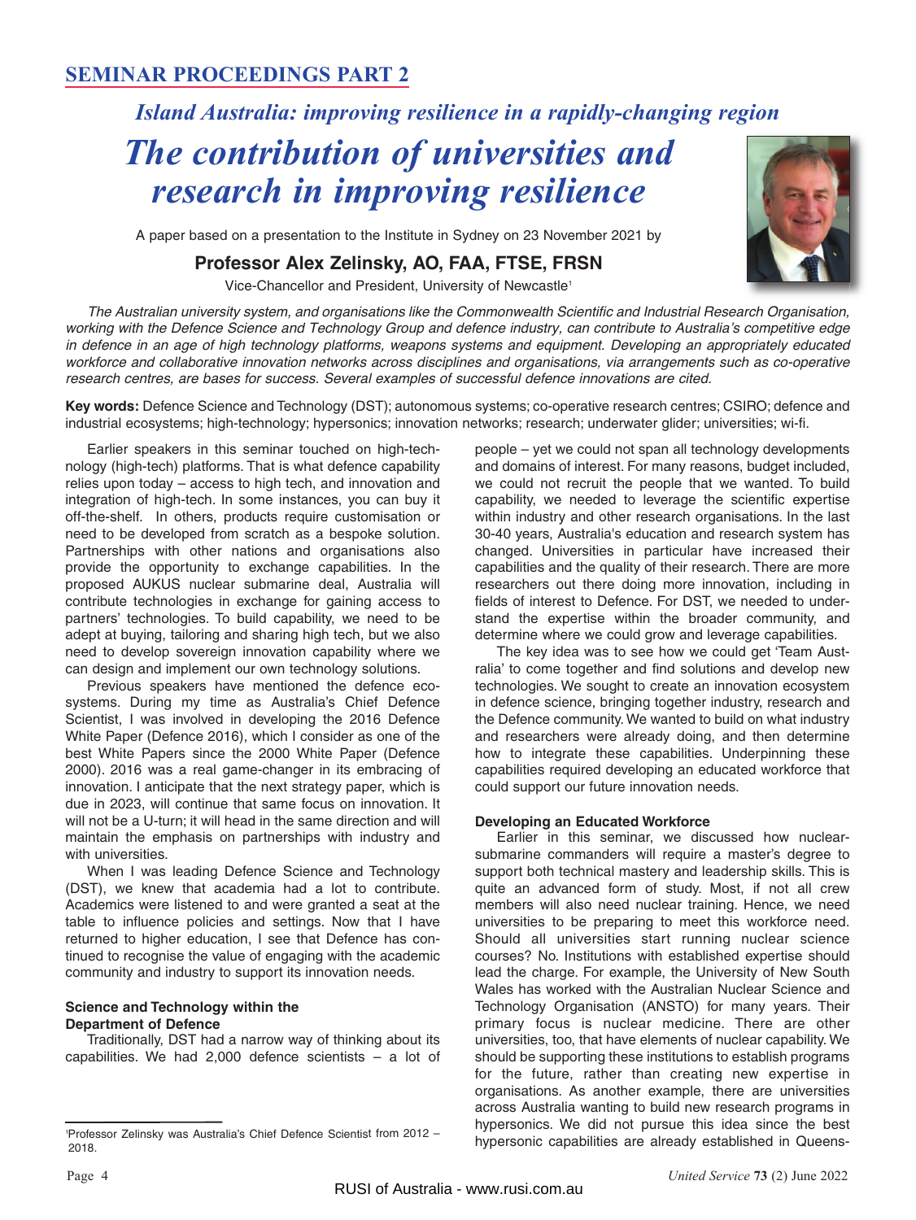## SEMINAR PROCEEDINGS PART 2

### *Island Australia: improving resilience in a rapidly-changing region*

# *The contribution of universities and research in improving resilience*

A paper based on a presentation to the Institute in Sydney on 23 November 2021 by

**Professor Alex Zelinsky, AO, FAA, FTSE, FRSN**

Vice-Chancellor and President, University of Newcastle[1]

*The Australian university system, and organisations like the Commonwealth Scientific and Industrial Research Organisation, working with the Defence Science and Technology Group and defence industry, can contribute to Australia's competitive edge in defence in an age of high technology platforms, weapons systems and equipment. Developing an appropriately educated workforce and collaborative innovation networks across disciplines and organisations, via arrangements such as co-operative research centres, are bases for success. Several examples of successful defence innovations are cited.*

**Key words:** Defence Science and Technology (DST); autonomous systems; co-operative research centres; CSIRO; defence and industrial ecosystems; high-technology; hypersonics; innovation networks; research; underwater glider; universities; wi-fi.

Earlier speakers in this seminar touched on high-technology (high-tech) platforms. That is what defence capability relies upon today – access to high tech, and innovation and integration of high-tech. In some instances, you can buy it off-the-shelf. In others, products require customisation or need to be developed from scratch as a bespoke solution. Partnerships with other nations and organisations also provide the opportunity to exchange capabilities. In the proposed AUKUS nuclear submarine deal, Australia will contribute technologies in exchange for gaining access to partners' technologies. To build capability, we need to be adept at buying, tailoring and sharing high tech, but we also need to develop sovereign innovation capability where we can design and implement our own technology solutions.

Previous speakers have mentioned the defence ecosystems. During my time as Australia's Chief Defence Scientist, I was involved in developing the 2016 Defence White Paper (Defence 2016), which I consider as one of the best White Papers since the 2000 White Paper (Defence 2000). 2016 was a real game-changer in its embracing of innovation. I anticipate that the next strategy paper, which is due in 2023, will continue that same focus on innovation. It will not be a U-turn; it will head in the same direction and will maintain the emphasis on partnerships with industry and with universities.

When I was leading Defence Science and Technology (DST), we knew that academia had a lot to contribute. Academics were listened to and were granted a seat at the table to influence policies and settings. Now that I have returned to higher education, I see that Defence has continued to recognise the value of engaging with the academic community and industry to support its innovation needs.

#### Science and Technology within the Department of Defence

Traditionally, DST had a narrow way of thinking about its capabilities. We had 2,000 defence scientists – a lot of people – yet we could not span all technology developments and domains of interest. For many reasons, budget included, we could not recruit the people that we wanted. To build capability, we needed to leverage the scientific expertise within industry and other research organisations. In the last 30-40 years, Australia's education and research system has changed. Universities in particular have increased their capabilities and the quality of their research. There are more researchers out there doing more innovation, including in fields of interest to Defence. For DST, we needed to understand the expertise within the broader community, and determine where we could grow and leverage capabilities.

The key idea was to see how we could get 'Team Australia' to come together and find solutions and develop new technologies. We sought to create an innovation ecosystem in defence science, bringing together industry, research and the Defence community. We wanted to build on what industry and researchers were already doing, and then determine how to integrate these capabilities. Underpinning these capabilities required developing an educated workforce that could support our future innovation needs.

#### Developing an Educated Workforce

Earlier in this seminar, we discussed how nuclear-submarine commanders will require a master's degree to support both technical mastery and leadership skills. This is quite an advanced form of study. Most, if not all crew members will also need nuclear training. Hence, we need universities to be preparing to meet this workforce need. Should all universities start running nuclear science courses? No. Institutions with established expertise should lead the charge. For example, the University of New South Wales has worked with the Australian Nuclear Science and Technology Organisation (ANSTO) for many years. Their primary focus is nuclear medicine. There are other universities, too, that have elements of nuclear capability. We should be supporting these institutions to establish programs for the future, rather than creating new expertise in organisations. As another example, there are universities across Australia wanting to build new research programs in hypersonics. We did not pursue this idea since the best hypersonic capabilities are already established in Queens-

---

[1] Professor Zelinsky was Australia's Chief Defence Scientist from 2012 – 2018.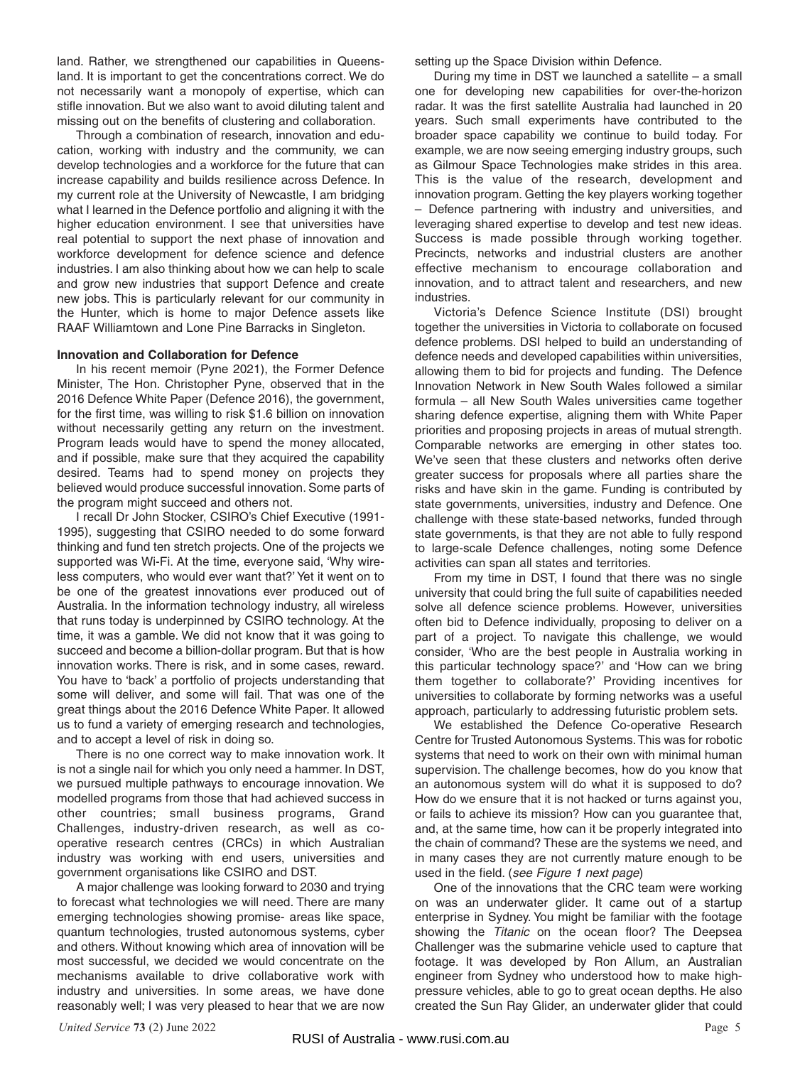land. Rather, we strengthened our capabilities in Queensland. It is important to get the concentrations correct. We do not necessarily want a monopoly of expertise, which can stifle innovation. But we also want to avoid diluting talent and missing out on the benefits of clustering and collaboration.

Through a combination of research, innovation and education, working with industry and the community, we can develop technologies and a workforce for the future that can increase capability and builds resilience across Defence. In my current role at the University of Newcastle, I am bridging what I learned in the Defence portfolio and aligning it with the higher education environment. I see that universities have real potential to support the next phase of innovation and workforce development for defence science and defence industries. I am also thinking about how we can help to scale and grow new industries that support Defence and create new jobs. This is particularly relevant for our community in the Hunter, which is home to major Defence assets like RAAF Williamtown and Lone Pine Barracks in Singleton.

**Innovation and Collaboration for Defence**

In his recent memoir (Pyne 2021), the Former Defence Minister, The Hon. Christopher Pyne, observed that in the 2016 Defence White Paper (Defence 2016), the government, for the first time, was willing to risk $1.6 billion on innovation without necessarily getting any return on the investment. Program leads would have to spend the money allocated, and if possible, make sure that they acquired the capability desired. Teams had to spend money on projects they believed would produce successful innovation. Some parts of the program might succeed and others not.

I recall Dr John Stocker, CSIRO's Chief Executive (1991-1995), suggesting that CSIRO needed to do some forward thinking and fund ten stretch projects. One of the projects we supported was Wi-Fi. At the time, everyone said, 'Why wireless computers, who would ever want that?' Yet it went on to be one of the greatest innovations ever produced out of Australia. In the information technology industry, all wireless that runs today is underpinned by CSIRO technology. At the time, it was a gamble. We did not know that it was going to succeed and become a billion-dollar program. But that is how innovation works. There is risk, and in some cases, reward. You have to 'back' a portfolio of projects understanding that some will deliver, and some will fail. That was one of the great things about the 2016 Defence White Paper. It allowed us to fund a variety of emerging research and technologies, and to accept a level of risk in doing so.

There is no one correct way to make innovation work. It is not a single nail for which you only need a hammer. In DST, we pursued multiple pathways to encourage innovation. We modelled programs from those that had achieved success in other countries; small business programs, Grand Challenges, industry-driven research, as well as co-operative research centres (CRCs) in which Australian industry was working with end users, universities and government organisations like CSIRO and DST.

A major challenge was looking forward to 2030 and trying to forecast what technologies we will need. There are many emerging technologies showing promise- areas like space, quantum technologies, trusted autonomous systems, cyber and others. Without knowing which area of innovation will be most successful, we decided we would concentrate on the mechanisms available to drive collaborative work with industry and universities. In some areas, we have done reasonably well; I was very pleased to hear that we are now setting up the Space Division within Defence.

During my time in DST we launched a satellite – a small one for developing new capabilities for over-the-horizon radar. It was the first satellite Australia had launched in 20 years. Such small experiments have contributed to the broader space capability we continue to build today. For example, we are now seeing emerging industry groups, such as Gilmour Space Technologies make strides in this area. This is the value of the research, development and innovation program. Getting the key players working together – Defence partnering with industry and universities, and leveraging shared expertise to develop and test new ideas. Success is made possible through working together. Precincts, networks and industrial clusters are another effective mechanism to encourage collaboration and innovation, and to attract talent and researchers, and new industries.

Victoria's Defence Science Institute (DSI) brought together the universities in Victoria to collaborate on focused defence problems. DSI helped to build an understanding of defence needs and developed capabilities within universities, allowing them to bid for projects and funding. The Defence Innovation Network in New South Wales followed a similar formula – all New South Wales universities came together sharing defence expertise, aligning them with White Paper priorities and proposing projects in areas of mutual strength. Comparable networks are emerging in other states too. We've seen that these clusters and networks often derive greater success for proposals where all parties share the risks and have skin in the game. Funding is contributed by state governments, universities, industry and Defence. One challenge with these state-based networks, funded through state governments, is that they are not able to fully respond to large-scale Defence challenges, noting some Defence activities can span all states and territories.

From my time in DST, I found that there was no single university that could bring the full suite of capabilities needed solve all defence science problems. However, universities often bid to Defence individually, proposing to deliver on a part of a project. To navigate this challenge, we would consider, 'Who are the best people in Australia working in this particular technology space?' and 'How can we bring them together to collaborate?' Providing incentives for universities to collaborate by forming networks was a useful approach, particularly to addressing futuristic problem sets.

We established the Defence Co-operative Research Centre for Trusted Autonomous Systems. This was for robotic systems that need to work on their own with minimal human supervision. The challenge becomes, how do you know that an autonomous system will do what it is supposed to do? How do we ensure that it is not hacked or turns against you, or fails to achieve its mission? How can you guarantee that, and, at the same time, how can it be properly integrated into the chain of command? These are the systems we need, and in many cases they are not currently mature enough to be used in the field. (*see Figure 1 next page*)

One of the innovations that the CRC team were working on was an underwater glider. It came out of a startup enterprise in Sydney. You might be familiar with the footage showing the *Titanic* on the ocean floor? The Deepsea Challenger was the submarine vehicle used to capture that footage. It was developed by Ron Allum, an Australian engineer from Sydney who understood how to make high-pressure vehicles, able to go to great ocean depths. He also created the Sun Ray Glider, an underwater glider that could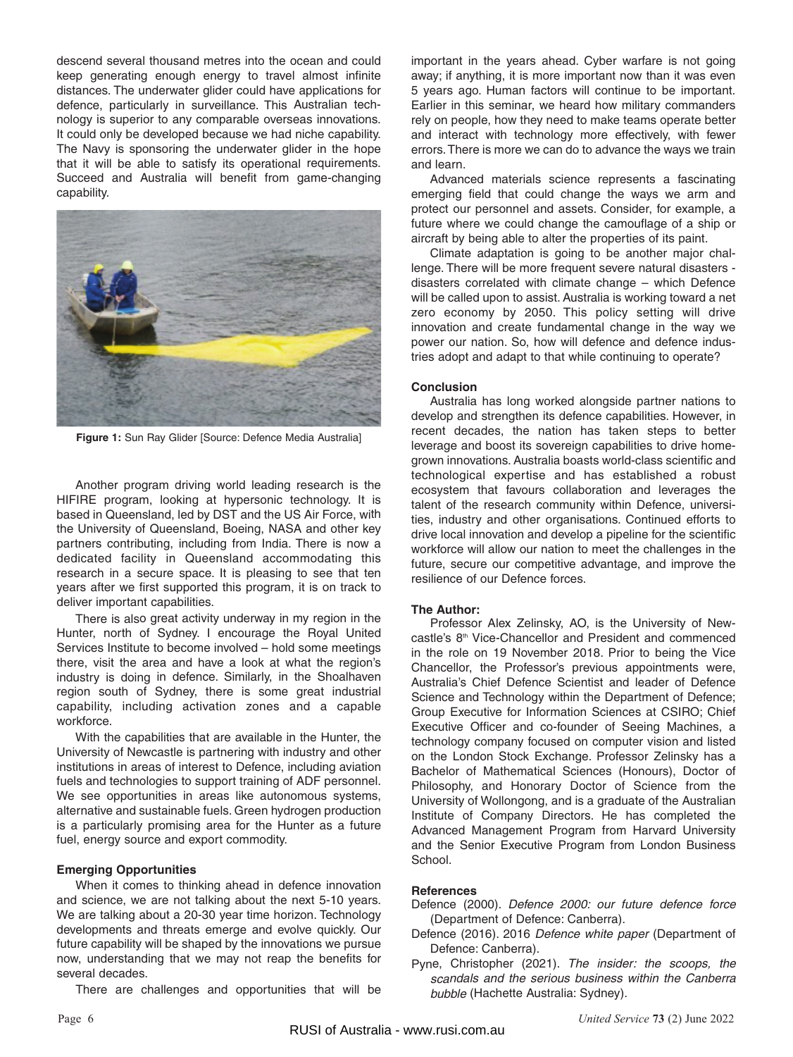descend several thousand metres into the ocean and could keep generating enough energy to travel almost infinite distances. The underwater glider could have applications for defence, particularly in surveillance. This Australian technology is superior to any comparable overseas innovations. It could only be developed because we had niche capability. The Navy is sponsoring the underwater glider in the hope that it will be able to satisfy its operational requirements. Succeed and Australia will benefit from game-changing capability.

**Figure 1:** Sun Ray Glider [Source: Defence Media Australia]

Another program driving world leading research is the HIFIRE program, looking at hypersonic technology. It is based in Queensland, led by DST and the US Air Force, with the University of Queensland, Boeing, NASA and other key partners contributing, including from India. There is now a dedicated facility in Queensland accommodating this research in a secure space. It is pleasing to see that ten years after we first supported this program, it is on track to deliver important capabilities.

There is also great activity underway in my region in the Hunter, north of Sydney. I encourage the Royal United Services Institute to become involved – hold some meetings there, visit the area and have a look at what the region's industry is doing in defence. Similarly, in the Shoalhaven region south of Sydney, there is some great industrial capability, including activation zones and a capable workforce.

With the capabilities that are available in the Hunter, the University of Newcastle is partnering with industry and other institutions in areas of interest to Defence, including aviation fuels and technologies to support training of ADF personnel. We see opportunities in areas like autonomous systems, alternative and sustainable fuels. Green hydrogen production is a particularly promising area for the Hunter as a future fuel, energy source and export commodity.

**Emerging Opportunities**

When it comes to thinking ahead in defence innovation and science, we are not talking about the next 5-10 years. We are talking about a 20-30 year time horizon. Technology developments and threats emerge and evolve quickly. Our future capability will be shaped by the innovations we pursue now, understanding that we may not reap the benefits for several decades.

There are challenges and opportunities that will be important in the years ahead. Cyber warfare is not going away; if anything, it is more important now than it was even 5 years ago. Human factors will continue to be important. Earlier in this seminar, we heard how military commanders rely on people, how they need to make teams operate better and interact with technology more effectively, with fewer errors. There is more we can do to advance the ways we train and learn.

Advanced materials science represents a fascinating emerging field that could change the ways we arm and protect our personnel and assets. Consider, for example, a future where we could change the camouflage of a ship or aircraft by being able to alter the properties of its paint.

Climate adaptation is going to be another major challenge. There will be more frequent severe natural disasters - disasters correlated with climate change – which Defence will be called upon to assist. Australia is working toward a net zero economy by 2050. This policy setting will drive innovation and create fundamental change in the way we power our nation. So, how will defence and defence industries adopt and adapt to that while continuing to operate?

**Conclusion**

Australia has long worked alongside partner nations to develop and strengthen its defence capabilities. However, in recent decades, the nation has taken steps to better leverage and boost its sovereign capabilities to drive home-grown innovations. Australia boasts world-class scientific and technological expertise and has established a robust ecosystem that favours collaboration and leverages the talent of the research community within Defence, universities, industry and other organisations. Continued efforts to drive local innovation and develop a pipeline for the scientific workforce will allow our nation to meet the challenges in the future, secure our competitive advantage, and improve the resilience of our Defence forces.

**The Author:**

Professor Alex Zelinsky, AO, is the University of Newcastle's 8th Vice-Chancellor and President and commenced in the role on 19 November 2018. Prior to being the Vice Chancellor, the Professor's previous appointments were, Australia's Chief Defence Scientist and leader of Defence Science and Technology within the Department of Defence; Group Executive for Information Sciences at CSIRO; Chief Executive Officer and co-founder of Seeing Machines, a technology company focused on computer vision and listed on the London Stock Exchange. Professor Zelinsky has a Bachelor of Mathematical Sciences (Honours), Doctor of Philosophy, and Honorary Doctor of Science from the University of Wollongong, and is a graduate of the Australian Institute of Company Directors. He has completed the Advanced Management Program from Harvard University and the Senior Executive Program from London Business School.

**References**

Defence (2000). *Defence 2000: our future defence force* (Department of Defence: Canberra).

Defence (2016). 2016 *Defence white paper* (Department of Defence: Canberra).

Pyne, Christopher (2021). *The insider: the scoops, the scandals and the serious business within the Canberra bubble* (Hachette Australia: Sydney).